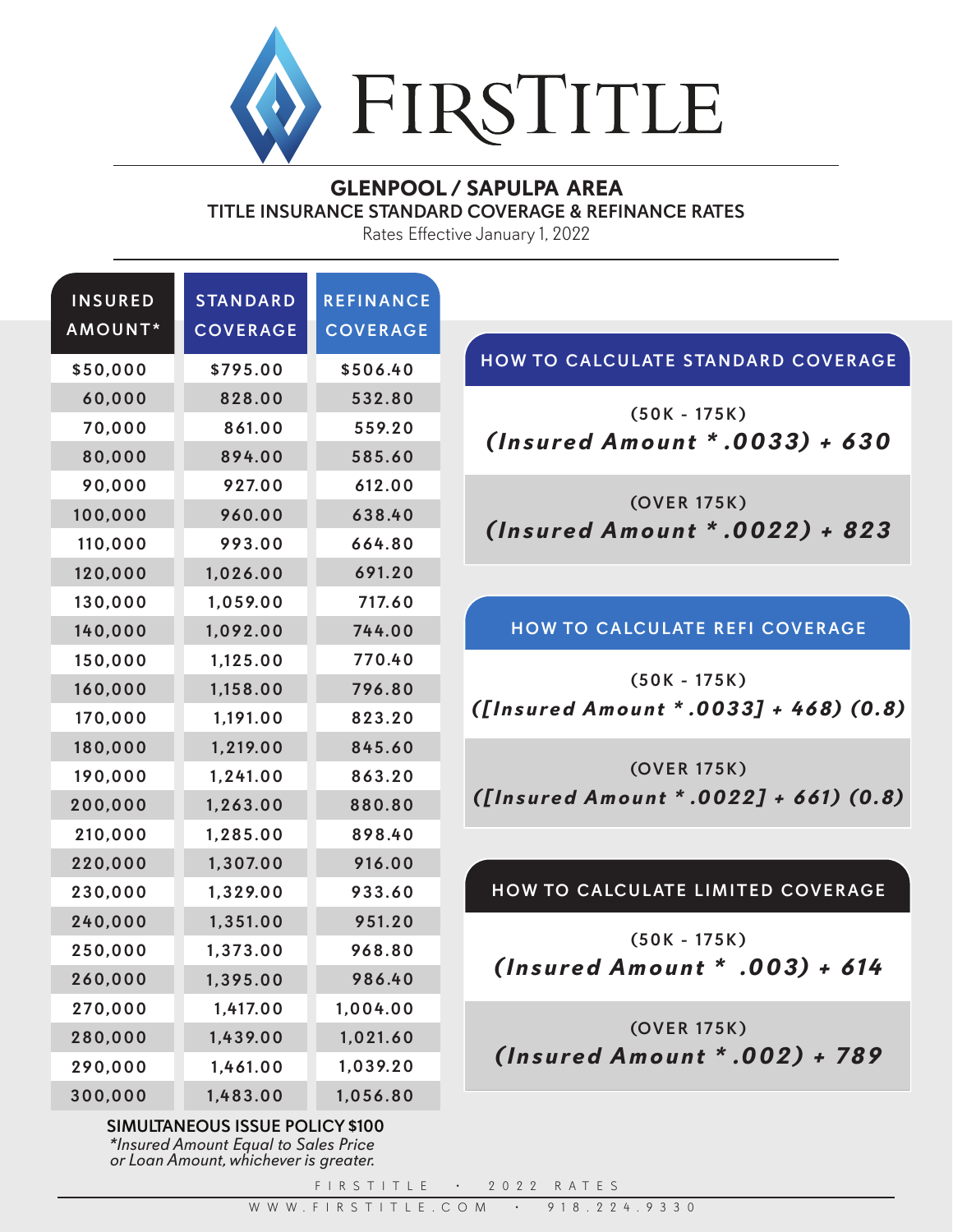# FIRSTITLE

## GLENPOOL / SAPULPA AREA

### TITLE INSURANCE STANDARD COVERAGE & REFINANCE RATES

Rates Effective January 1, 2022

| INSURED AMOUNT* | STANDARD COVERAGE | REFINANCE COVERAGE |
|---|---|---|
| $50,000 | $795.00 | $506.40 |
| 60,000 | 828.00 | 532.80 |
| 70,000 | 861.00 | 559.20 |
| 80,000 | 894.00 | 585.60 |
| 90,000 | 927.00 | 612.00 |
| 100,000 | 960.00 | 638.40 |
| 110,000 | 993.00 | 664.80 |
| 120,000 | 1,026.00 | 691.20 |
| 130,000 | 1,059.00 | 717.60 |
| 140,000 | 1,092.00 | 744.00 |
| 150,000 | 1,125.00 | 770.40 |
| 160,000 | 1,158.00 | 796.80 |
| 170,000 | 1,191.00 | 823.20 |
| 180,000 | 1,219.00 | 845.60 |
| 190,000 | 1,241.00 | 863.20 |
| 200,000 | 1,263.00 | 880.80 |
| 210,000 | 1,285.00 | 898.40 |
| 220,000 | 1,307.00 | 916.00 |
| 230,000 | 1,329.00 | 933.60 |
| 240,000 | 1,351.00 | 951.20 |
| 250,000 | 1,373.00 | 968.80 |
| 260,000 | 1,395.00 | 986.40 |
| 270,000 | 1,417.00 | 1,004.00 |
| 280,000 | 1,439.00 | 1,021.60 |
| 290,000 | 1,461.00 | 1,039.20 |
| 300,000 | 1,483.00 | 1,056.80 |

**SIMULTANEOUS ISSUE POLICY $100**

*\*Insured Amount Equal to Sales Price or Loan Amount, whichever is greater.*

### HOW TO CALCULATE STANDARD COVERAGE

(50K - 175K)
***(Insured Amount * .0033) + 630***

(OVER 175K)
***(Insured Amount * .0022) + 823***

### HOW TO CALCULATE REFI COVERAGE

(50K - 175K)
***([Insured Amount * .0033] + 468) (0.8)***

(OVER 175K)
***([Insured Amount * .0022] + 661) (0.8)***

### HOW TO CALCULATE LIMITED COVERAGE

(50K - 175K)
***(Insured Amount * .003) + 614***

(OVER 175K)
***(Insured Amount * .002) + 789***

FIRSTITLE • 2022 RATES

WWW.FIRSTITLE.COM • 918.224.9330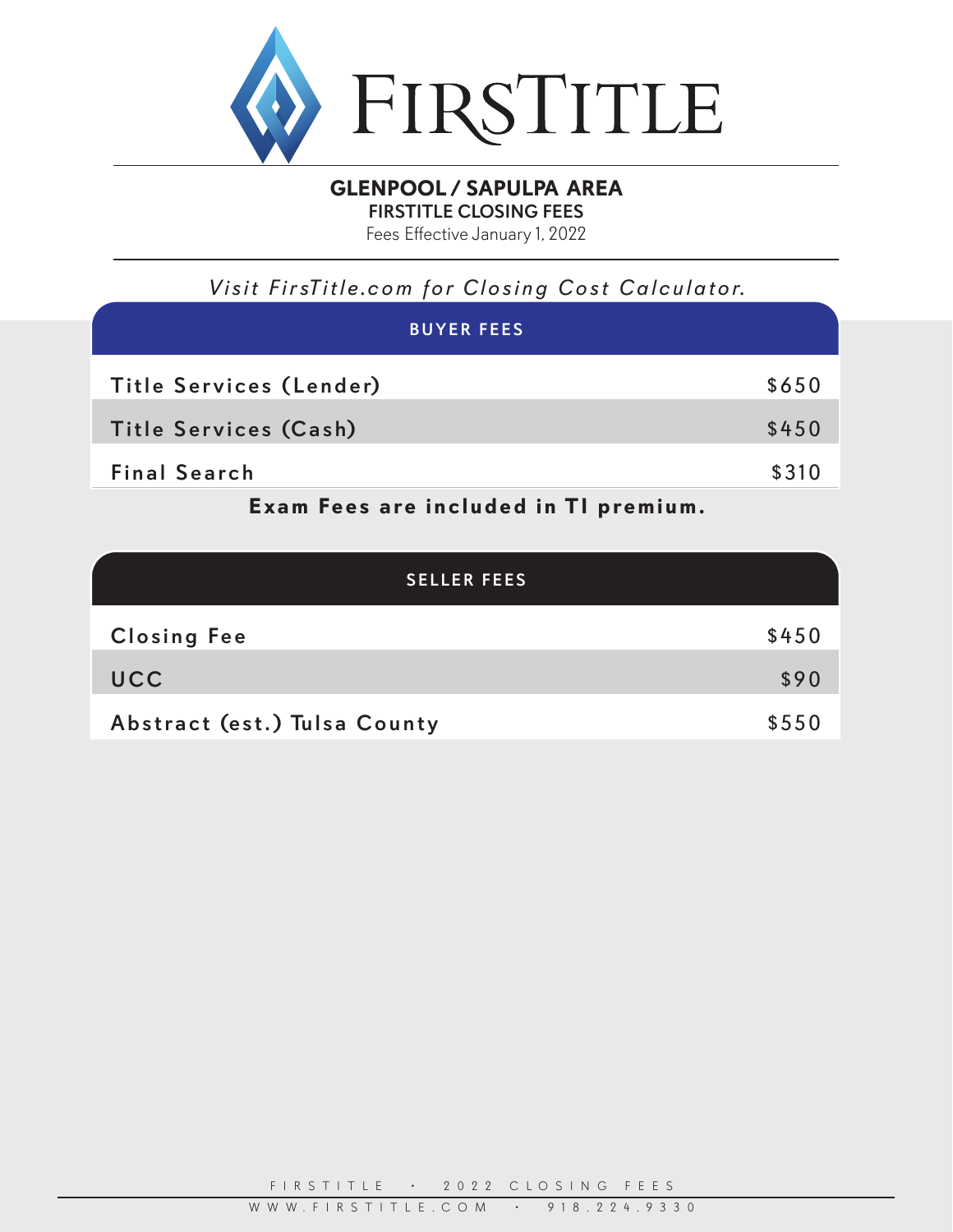# FIRSTITLE

## GLENPOOL / SAPULPA AREA

**FIRSTITLE CLOSING FEES**

Fees Effective January 1, 2022

*Visit FirsTitle.com for Closing Cost Calculator.*

| BUYER FEES | |
|---|---|
| Title Services (Lender) | $650 |
| Title Services (Cash) | $450 |
| Final Search | $310 |

**Exam Fees are included in TI premium.**

| SELLER FEES | |
|---|---|
| Closing Fee | $450 |
| UCC | $90 |
| Abstract (est.) Tulsa County | $550 |

FIRSTITLE • 2022 CLOSING FEES

WWW.FIRSTITLE.COM • 918.224.9330